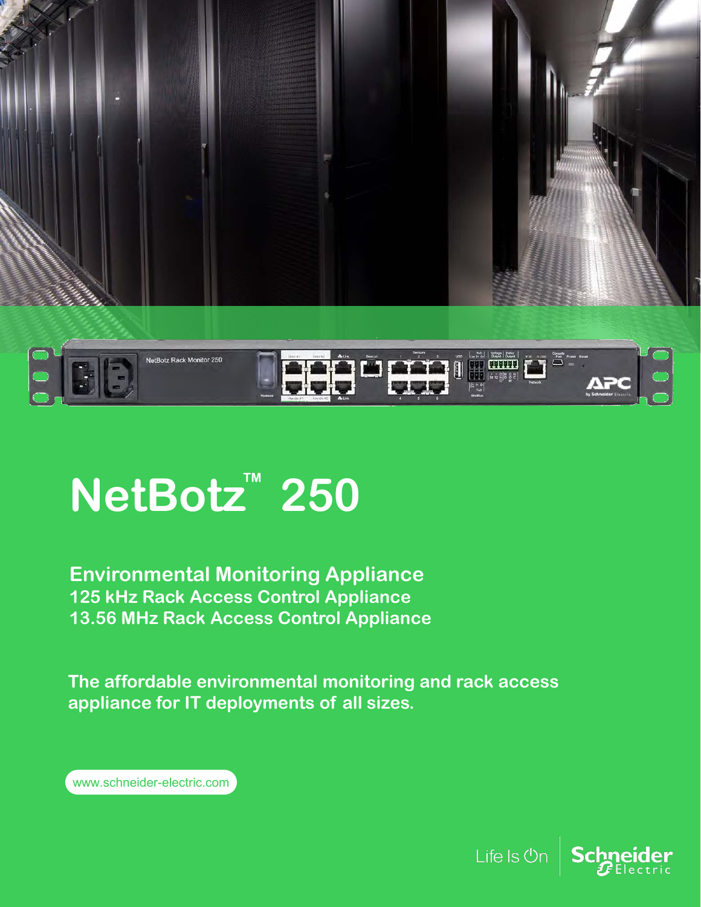# NetBotz™ 250

## Environmental Monitoring Appliance
### 125 kHz Rack Access Control Appliance
### 13.56 MHz Rack Access Control Appliance

**The affordable environmental monitoring and rack access appliance for IT deployments of all sizes.**

www.schneider-electric.com

Life Is On | Schneider Electric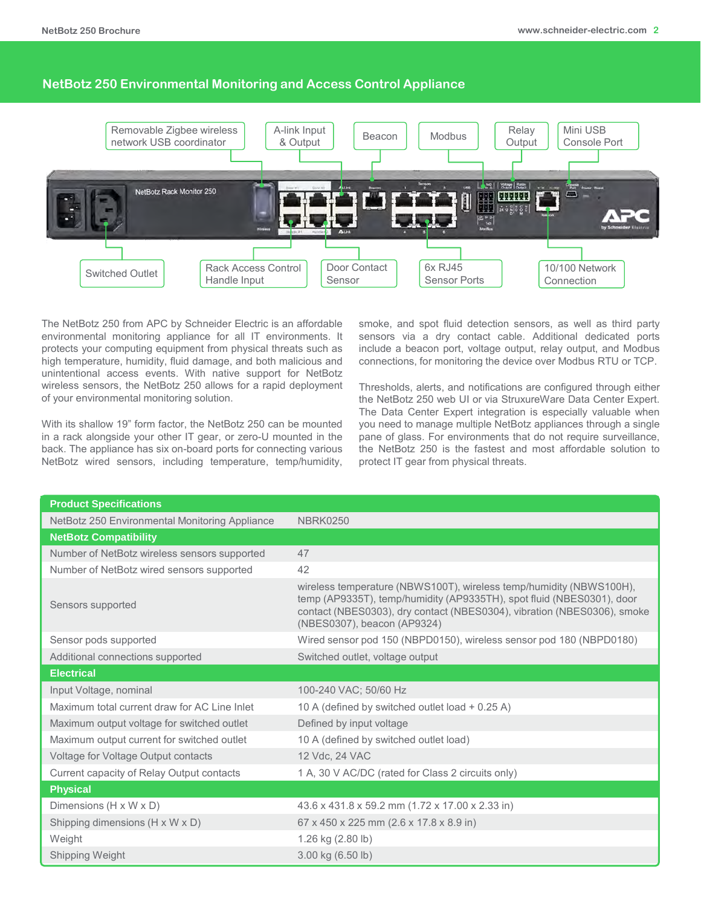## NetBotz 250 Environmental Monitoring and Access Control Appliance

Removable Zigbee wireless network USB coordinator

A-link Input & Output

Beacon

Modbus

Relay Output

Mini USB Console Port

Switched Outlet

Rack Access Control Handle Input

Door Contact Sensor

6x RJ45 Sensor Ports

10/100 Network Connection

The NetBotz 250 from APC by Schneider Electric is an affordable environmental monitoring appliance for all IT environments. It protects your computing equipment from physical threats such as high temperature, humidity, fluid damage, and both malicious and unintentional access events. With native support for NetBotz wireless sensors, the NetBotz 250 allows for a rapid deployment of your environmental monitoring solution.

With its shallow 19" form factor, the NetBotz 250 can be mounted in a rack alongside your other IT gear, or zero-U mounted in the back. The appliance has six on-board ports for connecting various NetBotz wired sensors, including temperature, temp/humidity, smoke, and spot fluid detection sensors, as well as third party sensors via a dry contact cable. Additional dedicated ports include a beacon port, voltage output, relay output, and Modbus connections, for monitoring the device over Modbus RTU or TCP.

Thresholds, alerts, and notifications are configured through either the NetBotz 250 web UI or via StruxureWare Data Center Expert. The Data Center Expert integration is especially valuable when you need to manage multiple NetBotz appliances through a single pane of glass. For environments that do not require surveillance, the NetBotz 250 is the fastest and most affordable solution to protect IT gear from physical threats.

| **Product Specifications** | |
|---|---|
| NetBotz 250 Environmental Monitoring Appliance | NBRK0250 |
| **NetBotz Compatibility** | |
| Number of NetBotz wireless sensors supported | 47 |
| Number of NetBotz wired sensors supported | 42 |
| Sensors supported | wireless temperature (NBWS100T), wireless temp/humidity (NBWS100H), temp (AP9335T), temp/humidity (AP9335TH), spot fluid (NBES0301), door contact (NBES0303), dry contact (NBES0304), vibration (NBES0306), smoke (NBES0307), beacon (AP9324) |
| Sensor pods supported | Wired sensor pod 150 (NBPD0150), wireless sensor pod 180 (NBPD0180) |
| Additional connections supported | Switched outlet, voltage output |
| **Electrical** | |
| Input Voltage, nominal | 100-240 VAC; 50/60 Hz |
| Maximum total current draw for AC Line Inlet | 10 A (defined by switched outlet load + 0.25 A) |
| Maximum output voltage for switched outlet | Defined by input voltage |
| Maximum output current for switched outlet | 10 A (defined by switched outlet load) |
| Voltage for Voltage Output contacts | 12 Vdc, 24 VAC |
| Current capacity of Relay Output contacts | 1 A, 30 V AC/DC (rated for Class 2 circuits only) |
| **Physical** | |
| Dimensions (H x W x D) | 43.6 x 431.8 x 59.2 mm (1.72 x 17.00 x 2.33 in) |
| Shipping dimensions (H x W x D) | 67 x 450 x 225 mm (2.6 x 17.8 x 8.9 in) |
| Weight | 1.26 kg (2.80 lb) |
| Shipping Weight | 3.00 kg (6.50 lb) |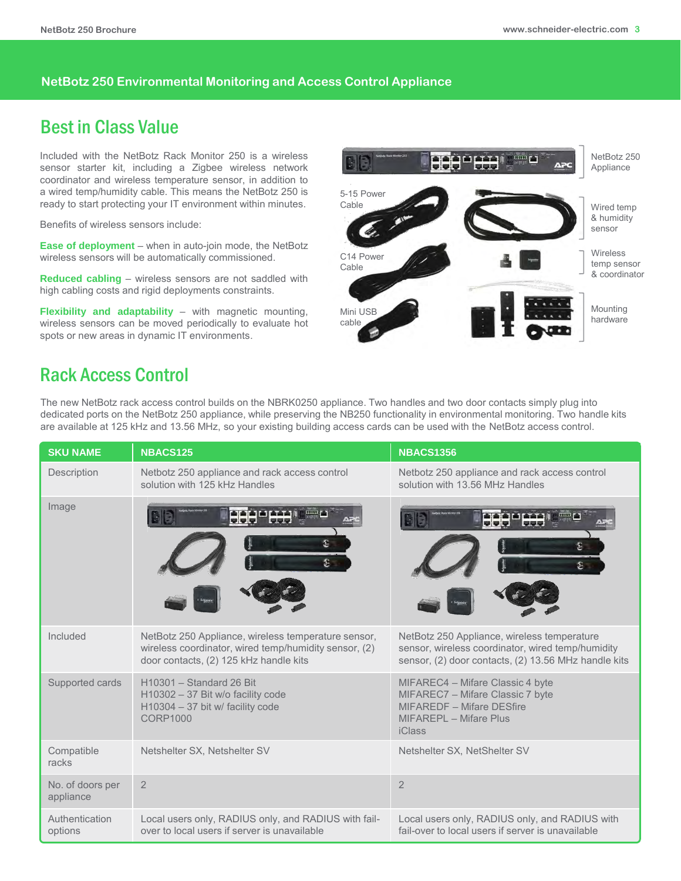## NetBotz 250 Environmental Monitoring and Access Control Appliance

# Best in Class Value

Included with the NetBotz Rack Monitor 250 is a wireless sensor starter kit, including a Zigbee wireless network coordinator and wireless temperature sensor, in addition to a wired temp/humidity cable. This means the NetBotz 250 is ready to start protecting your IT environment within minutes.

Benefits of wireless sensors include:

**Ease of deployment** – when in auto-join mode, the NetBotz wireless sensors will be automatically commissioned.

**Reduced cabling** – wireless sensors are not saddled with high cabling costs and rigid deployments constraints.

**Flexibility and adaptability** – with magnetic mounting, wireless sensors can be moved periodically to evaluate hot spots or new areas in dynamic IT environments.

NetBotz 250 Appliance

5-15 Power Cable

Wired temp & humidity sensor

C14 Power Cable

Wireless temp sensor & coordinator

Mini USB cable

Mounting hardware

# Rack Access Control

The new NetBotz rack access control builds on the NBRK0250 appliance. Two handles and two door contacts simply plug into dedicated ports on the NetBotz 250 appliance, while preserving the NB250 functionality in environmental monitoring. Two handle kits are available at 125 kHz and 13.56 MHz, so your existing building access cards can be used with the NetBotz access control.

| SKU NAME | NBACS125 | NBACS1356 |
|---|---|---|
| Description | Netbotz 250 appliance and rack access control solution with 125 kHz Handles | Netbotz 250 appliance and rack access control solution with 13.56 MHz Handles |
| Image | | |
| Included | NetBotz 250 Appliance, wireless temperature sensor, wireless coordinator, wired temp/humidity sensor, (2) door contacts, (2) 125 kHz handle kits | NetBotz 250 Appliance, wireless temperature sensor, wireless coordinator, wired temp/humidity sensor, (2) door contacts, (2) 13.56 MHz handle kits |
| Supported cards | H10301 – Standard 26 Bit<br>H10302 – 37 Bit w/o facility code<br>H10304 – 37 bit w/ facility code<br>CORP1000 | MIFAREC4 – Mifare Classic 4 byte<br>MIFAREC7 – Mifare Classic 7 byte<br>MIFAREDF – Mifare DESfire<br>MIFAREPL – Mifare Plus<br>iClass |
| Compatible racks | Netshelter SX, Netshelter SV | Netshelter SX, NetShelter SV |
| No. of doors per appliance | 2 | 2 |
| Authentication options | Local users only, RADIUS only, and RADIUS with fail-over to local users if server is unavailable | Local users only, RADIUS only, and RADIUS with fail-over to local users if server is unavailable |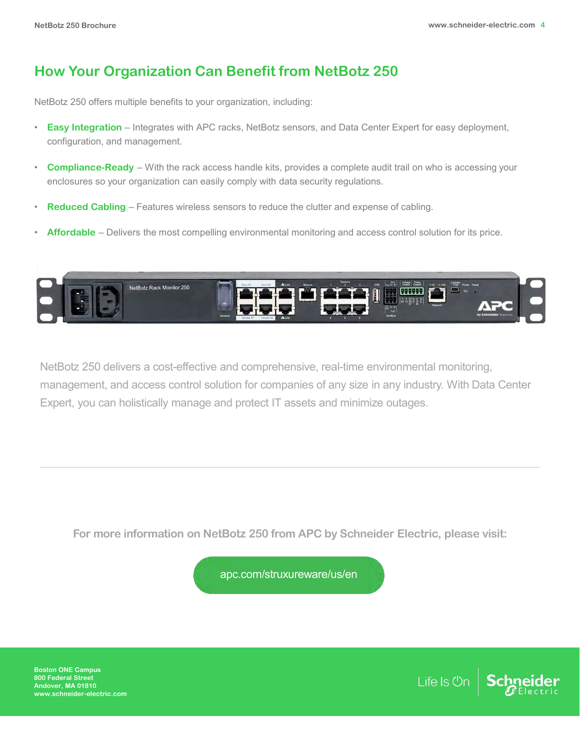## How Your Organization Can Benefit from NetBotz 250

NetBotz 250 offers multiple benefits to your organization, including:

- **Easy Integration** – Integrates with APC racks, NetBotz sensors, and Data Center Expert for easy deployment, configuration, and management.
- **Compliance-Ready** – With the rack access handle kits, provides a complete audit trail on who is accessing your enclosures so your organization can easily comply with data security regulations.
- **Reduced Cabling** – Features wireless sensors to reduce the clutter and expense of cabling.
- **Affordable** – Delivers the most compelling environmental monitoring and access control solution for its price.

NetBotz 250 delivers a cost-effective and comprehensive, real-time environmental monitoring, management, and access control solution for companies of any size in any industry. With Data Center Expert, you can holistically manage and protect IT assets and minimize outages.

---

**For more information on NetBotz 250 from APC by Schneider Electric, please visit:**

apc.com/struxureware/us/en

**Boston ONE Campus**
**800 Federal Street**
**Andover, MA 01810**
**www.schneider-electric.com**

Life Is On | Schneider Electric